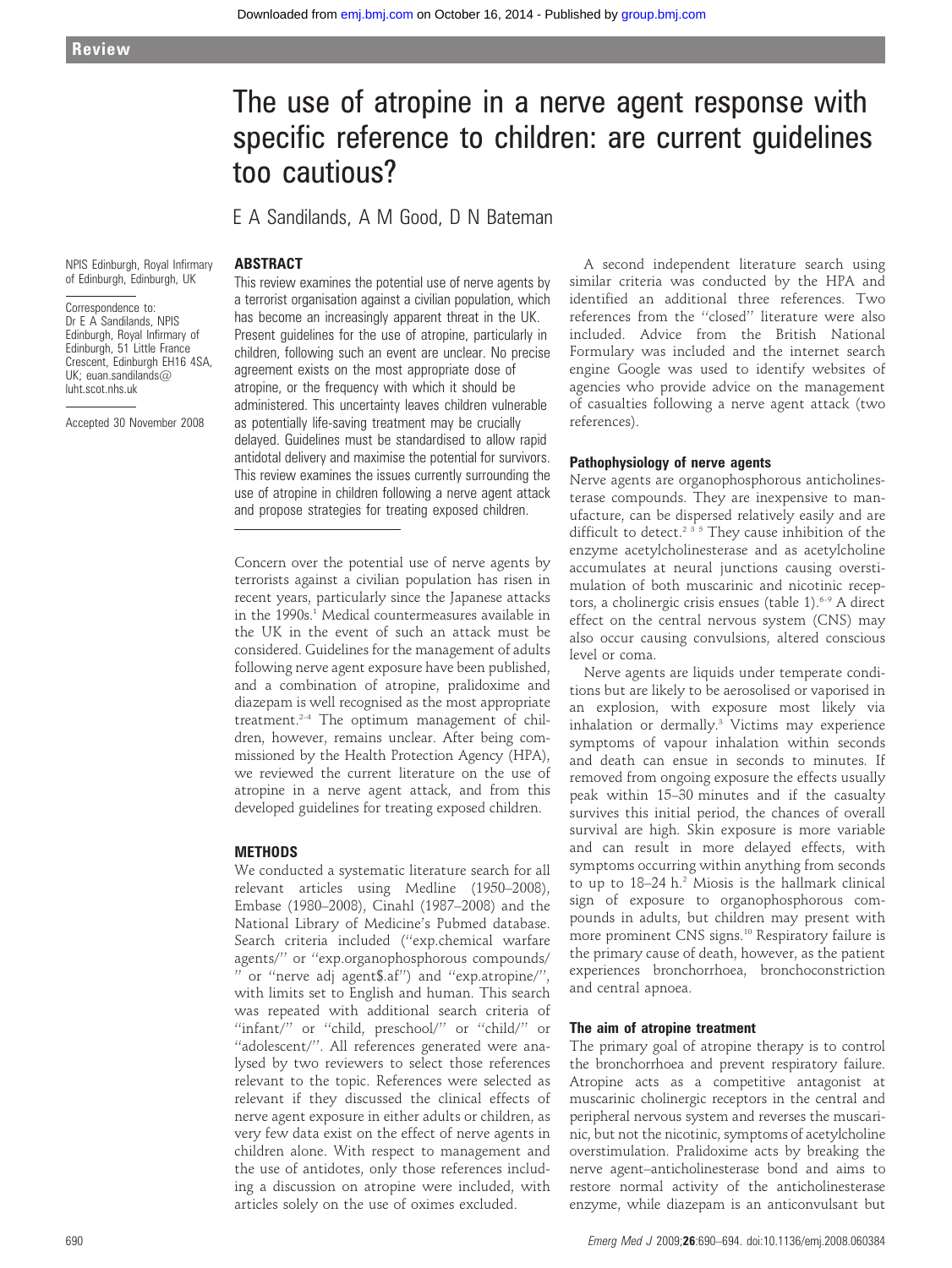Review

# The use of atropine in a nerve agent response with specific reference to children: are current guidelines too cautious?

E A Sandilands, A M Good, D N Bateman

NPIS Edinburgh, Royal Infirmary of Edinburgh, Edinburgh, UK

Correspondence to: Dr E A Sandilands, NPIS Edinburgh, Royal Infirmary of Edinburgh, 51 Little France Crescent, Edinburgh EH16 4SA, UK; euan.sandilands@luht.scot.nhs.uk

Accepted 30 November 2008

## ABSTRACT

This review examines the potential use of nerve agents by a terrorist organisation against a civilian population, which has become an increasingly apparent threat in the UK. Present guidelines for the use of atropine, particularly in children, following such an event are unclear. No precise agreement exists on the most appropriate dose of atropine, or the frequency with which it should be administered. This uncertainty leaves children vulnerable as potentially life-saving treatment may be crucially delayed. Guidelines must be standardised to allow rapid antidotal delivery and maximise the potential for survivors. This review examines the issues currently surrounding the use of atropine in children following a nerve agent attack and propose strategies for treating exposed children.

Concern over the potential use of nerve agents by terrorists against a civilian population has risen in recent years, particularly since the Japanese attacks in the 1990s.[1] Medical countermeasures available in the UK in the event of such an attack must be considered. Guidelines for the management of adults following nerve agent exposure have been published, and a combination of atropine, pralidoxime and diazepam is well recognised as the most appropriate treatment.[2–4] The optimum management of children, however, remains unclear. After being commissioned by the Health Protection Agency (HPA), we reviewed the current literature on the use of atropine in a nerve agent attack, and from this developed guidelines for treating exposed children.

## METHODS

We conducted a systematic literature search for all relevant articles using Medline (1950–2008), Embase (1980–2008), Cinahl (1987–2008) and the National Library of Medicine's Pubmed database. Search criteria included (''exp.chemical warfare agents/'' or ''exp.organophosphorous compounds/'' or ''nerve adj agent$.af'') and ''exp.atropine/'', with limits set to English and human. This search was repeated with additional search criteria of ''infant/'' or ''child, preschool/'' or ''child/'' or ''adolescent/''. All references generated were analysed by two reviewers to select those references relevant to the topic. References were selected as relevant if they discussed the clinical effects of nerve agent exposure in either adults or children, as very few data exist on the effect of nerve agents in children alone. With respect to management and the use of antidotes, only those references including a discussion on atropine were included, with articles solely on the use of oximes excluded.

A second independent literature search using similar criteria was conducted by the HPA and identified an additional three references. Two references from the ''closed'' literature were also included. Advice from the British National Formulary was included and the internet search engine Google was used to identify websites of agencies who provide advice on the management of casualties following a nerve agent attack (two references).

### Pathophysiology of nerve agents

Nerve agents are organophosphorous anticholinesterase compounds. They are inexpensive to manufacture, can be dispersed relatively easily and are difficult to detect.[2 3 5] They cause inhibition of the enzyme acetylcholinesterase and as acetylcholine accumulates at neural junctions causing overstimulation of both muscarinic and nicotinic receptors, a cholinergic crisis ensues (table 1).[6–9] A direct effect on the central nervous system (CNS) may also occur causing convulsions, altered conscious level or coma.

Nerve agents are liquids under temperate conditions but are likely to be aerosolised or vaporised in an explosion, with exposure most likely via inhalation or dermally.[3] Victims may experience symptoms of vapour inhalation within seconds and death can ensue in seconds to minutes. If removed from ongoing exposure the effects usually peak within 15–30 minutes and if the casualty survives this initial period, the chances of overall survival are high. Skin exposure is more variable and can result in more delayed effects, with symptoms occurring within anything from seconds to up to 18–24 h.[2] Miosis is the hallmark clinical sign of exposure to organophosphorous compounds in adults, but children may present with more prominent CNS signs.[10] Respiratory failure is the primary cause of death, however, as the patient experiences bronchorrhoea, bronchoconstriction and central apnoea.

### The aim of atropine treatment

The primary goal of atropine therapy is to control the bronchorrhoea and prevent respiratory failure. Atropine acts as a competitive antagonist at muscarinic cholinergic receptors in the central and peripheral nervous system and reverses the muscarinic, but not the nicotinic, symptoms of acetylcholine overstimulation. Pralidoxime acts by breaking the nerve agent–anticholinesterase bond and aims to restore normal activity of the anticholinesterase enzyme, while diazepam is an anticonvulsant but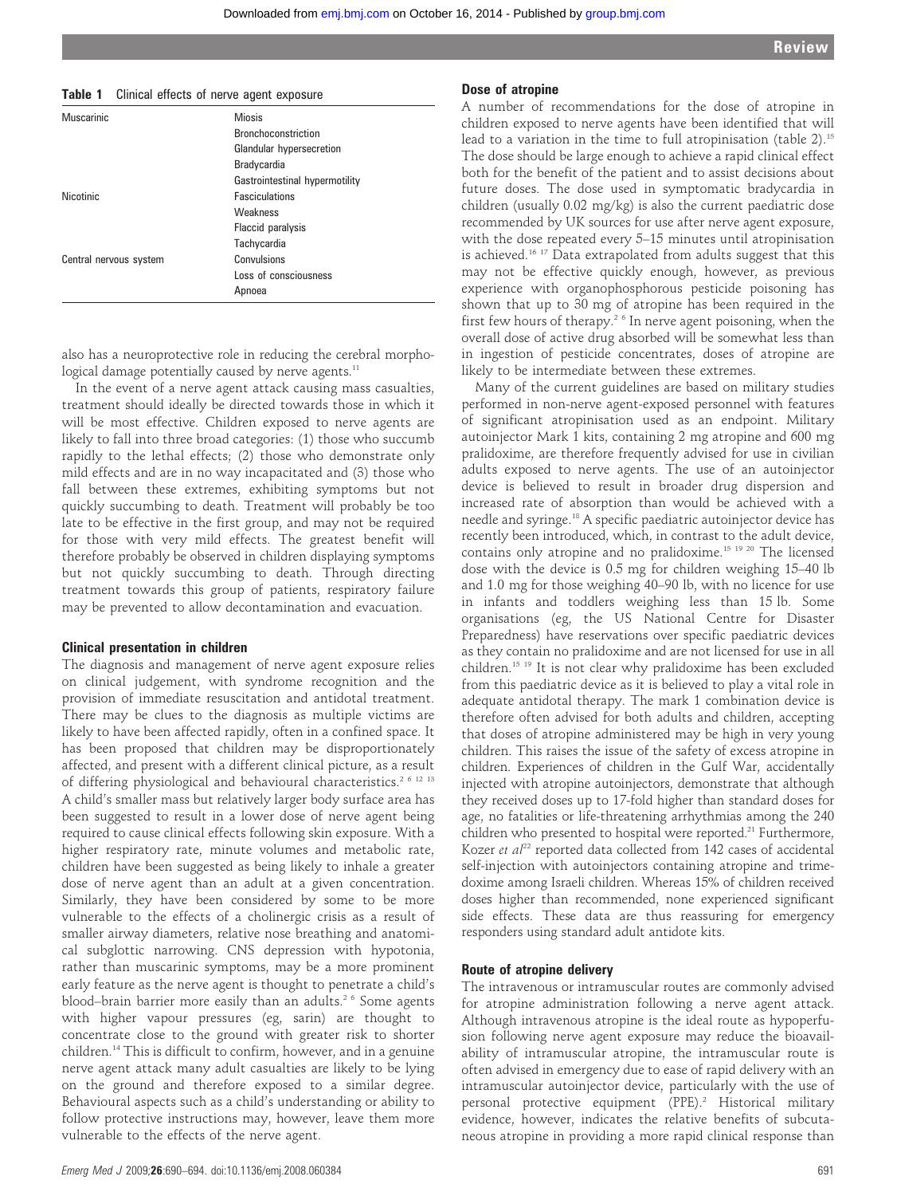**Table 1** Clinical effects of nerve agent exposure

| | |
|---|---|
| Muscarinic | Miosis |
| | Bronchoconstriction |
| | Glandular hypersecretion |
| | Bradycardia |
| | Gastrointestinal hypermotility |
| Nicotinic | Fasciculations |
| | Weakness |
| | Flaccid paralysis |
| | Tachycardia |
| Central nervous system | Convulsions |
| | Loss of consciousness |
| | Apnoea |

also has a neuroprotective role in reducing the cerebral morphological damage potentially caused by nerve agents.[11]

In the event of a nerve agent attack causing mass casualties, treatment should ideally be directed towards those in which it will be most effective. Children exposed to nerve agents are likely to fall into three broad categories: (1) those who succumb rapidly to the lethal effects; (2) those who demonstrate only mild effects and are in no way incapacitated and (3) those who fall between these extremes, exhibiting symptoms but not quickly succumbing to death. Treatment will probably be too late to be effective in the first group, and may not be required for those with very mild effects. The greatest benefit will therefore probably be observed in children displaying symptoms but not quickly succumbing to death. Through directing treatment towards this group of patients, respiratory failure may be prevented to allow decontamination and evacuation.

### Clinical presentation in children

The diagnosis and management of nerve agent exposure relies on clinical judgement, with syndrome recognition and the provision of immediate resuscitation and antidotal treatment. There may be clues to the diagnosis as multiple victims are likely to have been affected rapidly, often in a confined space. It has been proposed that children may be disproportionately affected, and present with a different clinical picture, as a result of differing physiological and behavioural characteristics.[2 6 12 13] A child's smaller mass but relatively larger body surface area has been suggested to result in a lower dose of nerve agent being required to cause clinical effects following skin exposure. With a higher respiratory rate, minute volumes and metabolic rate, children have been suggested as being likely to inhale a greater dose of nerve agent than an adult at a given concentration. Similarly, they have been considered by some to be more vulnerable to the effects of a cholinergic crisis as a result of smaller airway diameters, relative nose breathing and anatomical subglottic narrowing. CNS depression with hypotonia, rather than muscarinic symptoms, may be a more prominent early feature as the nerve agent is thought to penetrate a child's blood–brain barrier more easily than an adults.[2 6] Some agents with higher vapour pressures (eg, sarin) are thought to concentrate close to the ground with greater risk to shorter children.[14] This is difficult to confirm, however, and in a genuine nerve agent attack many adult casualties are likely to be lying on the ground and therefore exposed to a similar degree. Behavioural aspects such as a child's understanding or ability to follow protective instructions may, however, leave them more vulnerable to the effects of the nerve agent.

### Dose of atropine

A number of recommendations for the dose of atropine in children exposed to nerve agents have been identified that will lead to a variation in the time to full atropinisation (table 2).[15] The dose should be large enough to achieve a rapid clinical effect both for the benefit of the patient and to assist decisions about future doses. The dose used in symptomatic bradycardia in children (usually 0.02 mg/kg) is also the current paediatric dose recommended by UK sources for use after nerve agent exposure, with the dose repeated every 5–15 minutes until atropinisation is achieved.[16 17] Data extrapolated from adults suggest that this may not be effective quickly enough, however, as previous experience with organophosphorous pesticide poisoning has shown that up to 30 mg of atropine has been required in the first few hours of therapy.[2 6] In nerve agent poisoning, when the overall dose of active drug absorbed will be somewhat less than in ingestion of pesticide concentrates, doses of atropine are likely to be intermediate between these extremes.

Many of the current guidelines are based on military studies performed in non-nerve agent-exposed personnel with features of significant atropinisation used as an endpoint. Military autoinjector Mark 1 kits, containing 2 mg atropine and 600 mg pralidoxime, are therefore frequently advised for use in civilian adults exposed to nerve agents. The use of an autoinjector device is believed to result in broader drug dispersion and increased rate of absorption than would be achieved with a needle and syringe.[18] A specific paediatric autoinjector device has recently been introduced, which, in contrast to the adult device, contains only atropine and no pralidoxime.[15 19 20] The licensed dose with the device is 0.5 mg for children weighing 15–40 lb and 1.0 mg for those weighing 40–90 lb, with no licence for use in infants and toddlers weighing less than 15 lb. Some organisations (eg, the US National Centre for Disaster Preparedness) have reservations over specific paediatric devices as they contain no pralidoxime and are not licensed for use in all children.[15 19] It is not clear why pralidoxime has been excluded from this paediatric device as it is believed to play a vital role in adequate antidotal therapy. The mark 1 combination device is therefore often advised for both adults and children, accepting that doses of atropine administered may be high in very young children. This raises the issue of the safety of excess atropine in children. Experiences of children in the Gulf War, accidentally injected with atropine autoinjectors, demonstrate that although they received doses up to 17-fold higher than standard doses for age, no fatalities or life-threatening arrhythmias among the 240 children who presented to hospital were reported.[21] Furthermore, Kozer *et al*[22] reported data collected from 142 cases of accidental self-injection with autoinjectors containing atropine and trimedoxime among Israeli children. Whereas 15% of children received doses higher than recommended, none experienced significant side effects. These data are thus reassuring for emergency responders using standard adult antidote kits.

### Route of atropine delivery

The intravenous or intramuscular routes are commonly advised for atropine administration following a nerve agent attack. Although intravenous atropine is the ideal route as hypoperfusion following nerve agent exposure may reduce the bioavailability of intramuscular atropine, the intramuscular route is often advised in emergency due to ease of rapid delivery with an intramuscular autoinjector device, particularly with the use of personal protective equipment (PPE).[2] Historical military evidence, however, indicates the relative benefits of subcutaneous atropine in providing a more rapid clinical response than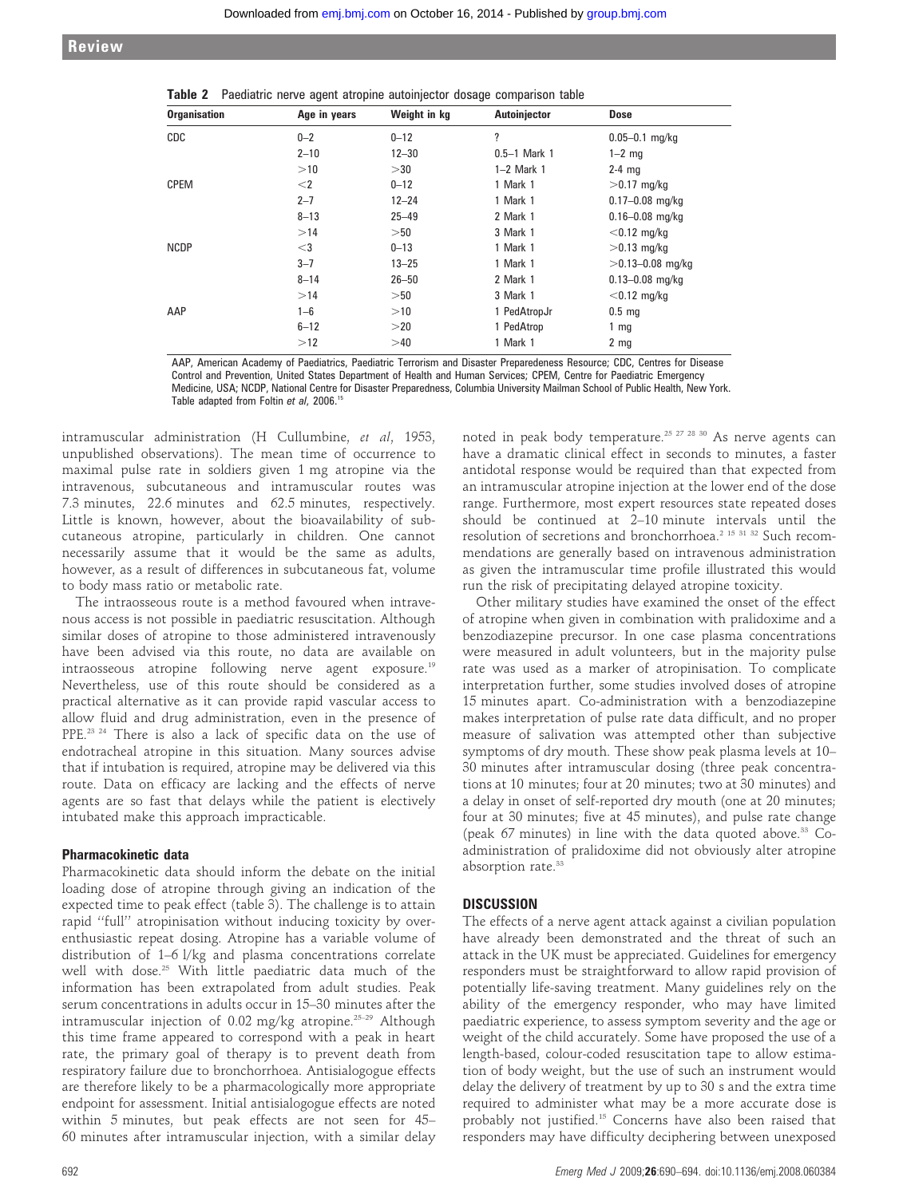**Table 2** Paediatric nerve agent atropine autoinjector dosage comparison table

| Organisation | Age in years | Weight in kg | Autoinjector | Dose |
|---|---|---|---|---|
| CDC | 0–2 | 0–12 | ? | 0.05–0.1 mg/kg |
| | 2–10 | 12–30 | 0.5–1 Mark 1 | 1–2 mg |
| | >10 | >30 | 1–2 Mark 1 | 2-4 mg |
| CPEM | <2 | 0–12 | 1 Mark 1 | >0.17 mg/kg |
| | 2–7 | 12–24 | 1 Mark 1 | 0.17–0.08 mg/kg |
| | 8–13 | 25–49 | 2 Mark 1 | 0.16–0.08 mg/kg |
| | >14 | >50 | 3 Mark 1 | <0.12 mg/kg |
| NCDP | <3 | 0–13 | 1 Mark 1 | >0.13 mg/kg |
| | 3–7 | 13–25 | 1 Mark 1 | >0.13–0.08 mg/kg |
| | 8–14 | 26–50 | 2 Mark 1 | 0.13–0.08 mg/kg |
| | >14 | >50 | 3 Mark 1 | <0.12 mg/kg |
| AAP | 1–6 | >10 | 1 PedAtropJr | 0.5 mg |
| | 6–12 | >20 | 1 PedAtrop | 1 mg |
| | >12 | >40 | 1 Mark 1 | 2 mg |

AAP, American Academy of Paediatrics, Paediatric Terrorism and Disaster Preparedness Resource; CDC, Centres for Disease Control and Prevention, United States Department of Health and Human Services; CPEM, Centre for Paediatric Emergency Medicine, USA; NCDP, National Centre for Disaster Preparedness, Columbia University Mailman School of Public Health, New York. Table adapted from Foltin *et al*, 2006.[15]

intramuscular administration (H Cullumbine, *et al*, 1953, unpublished observations). The mean time of occurrence to maximal pulse rate in soldiers given 1 mg atropine via the intravenous, subcutaneous and intramuscular routes was 7.3 minutes, 22.6 minutes and 62.5 minutes, respectively. Little is known, however, about the bioavailability of subcutaneous atropine, particularly in children. One cannot necessarily assume that it would be the same as adults, however, as a result of differences in subcutaneous fat, volume to body mass ratio or metabolic rate.

The intraosseous route is a method favoured when intravenous access is not possible in paediatric resuscitation. Although similar doses of atropine to those administered intravenously have been advised via this route, no data are available on intraosseous atropine following nerve agent exposure.[19] Nevertheless, use of this route should be considered as a practical alternative as it can provide rapid vascular access to allow fluid and drug administration, even in the presence of PPE.[23 24] There is also a lack of specific data on the use of endotracheal atropine in this situation. Many sources advise that if intubation is required, atropine may be delivered via this route. Data on efficacy are lacking and the effects of nerve agents are so fast that delays while the patient is electively intubated make this approach impracticable.

### Pharmacokinetic data

Pharmacokinetic data should inform the debate on the initial loading dose of atropine through giving an indication of the expected time to peak effect (table 3). The challenge is to attain rapid "full" atropinisation without inducing toxicity by over-enthusiastic repeat dosing. Atropine has a variable volume of distribution of 1–6 l/kg and plasma concentrations correlate well with dose.[25] With little paediatric data much of the information has been extrapolated from adult studies. Peak serum concentrations in adults occur in 15–30 minutes after the intramuscular injection of 0.02 mg/kg atropine.[25–29] Although this time frame appeared to correspond with a peak in heart rate, the primary goal of therapy is to prevent death from respiratory failure due to bronchorrhoea. Antisialogogue effects are therefore likely to be a pharmacologically more appropriate endpoint for assessment. Initial antisialogogue effects are noted within 5 minutes, but peak effects are not seen for 45–60 minutes after intramuscular injection, with a similar delay noted in peak body temperature.[25 27 28 30] As nerve agents can have a dramatic clinical effect in seconds to minutes, a faster antidotal response would be required than that expected from an intramuscular atropine injection at the lower end of the dose range. Furthermore, most expert resources state repeated doses should be continued at 2–10 minute intervals until the resolution of secretions and bronchorrhoea.[2 15 31 32] Such recommendations are generally based on intravenous administration as given the intramuscular time profile illustrated this would run the risk of precipitating delayed atropine toxicity.

Other military studies have examined the onset of the effect of atropine when given in combination with pralidoxime and a benzodiazepine precursor. In one case plasma concentrations were measured in adult volunteers, but in the majority pulse rate was used as a marker of atropinisation. To complicate interpretation further, some studies involved doses of atropine 15 minutes apart. Co-administration with a benzodiazepine makes interpretation of pulse rate data difficult, and no proper measure of salivation was attempted other than subjective symptoms of dry mouth. These show peak plasma levels at 10–30 minutes after intramuscular dosing (three peak concentrations at 10 minutes; four at 20 minutes; two at 30 minutes) and a delay in onset of self-reported dry mouth (one at 20 minutes; four at 30 minutes; five at 45 minutes), and pulse rate change (peak 67 minutes) in line with the data quoted above.[33] Co-administration of pralidoxime did not obviously alter atropine absorption rate.[33]

## DISCUSSION

The effects of a nerve agent attack against a civilian population have already been demonstrated and the threat of such an attack in the UK must be appreciated. Guidelines for emergency responders must be straightforward to allow rapid provision of potentially life-saving treatment. Many guidelines rely on the ability of the emergency responder, who may have limited paediatric experience, to assess symptom severity and the age or weight of the child accurately. Some have proposed the use of a length-based, colour-coded resuscitation tape to allow estimation of body weight, but the use of such an instrument would delay the delivery of treatment by up to 30 s and the extra time required to administer what may be a more accurate dose is probably not justified.[15] Concerns have also been raised that responders may have difficulty deciphering between unexposed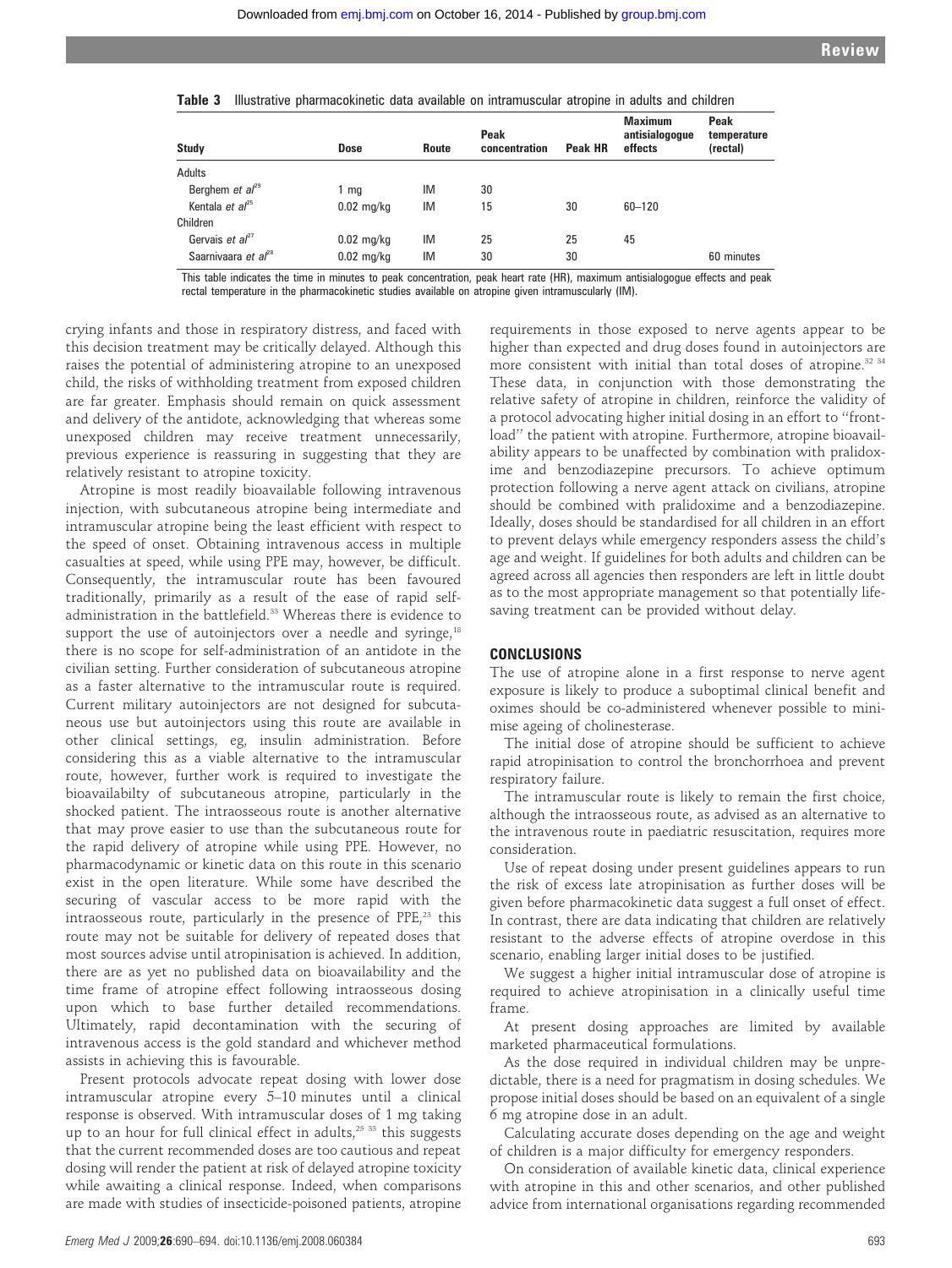**Table 3** Illustrative pharmacokinetic data available on intramuscular atropine in adults and children

| Study | Dose | Route | Peak concentration | Peak HR | Maximum antisialogogue effects | Peak temperature (rectal) |
|---|---|---|---|---|---|---|
| Adults | | | | | | |
| Berghem *et al*[29] | 1 mg | IM | 30 | | | |
| Kentala *et al*[25] | 0.02 mg/kg | IM | 15 | 30 | 60–120 | |
| Children | | | | | | |
| Gervais *et al*[27] | 0.02 mg/kg | IM | 25 | 25 | 45 | |
| Saarnivaara *et al*[28] | 0.02 mg/kg | IM | 30 | 30 | | 60 minutes |

This table indicates the time in minutes to peak concentration, peak heart rate (HR), maximum antisialogogue effects and peak rectal temperature in the pharmacokinetic studies available on atropine given intramuscularly (IM).

crying infants and those in respiratory distress, and faced with this decision treatment may be critically delayed. Although this raises the potential of administering atropine to an unexposed child, the risks of withholding treatment from exposed children are far greater. Emphasis should remain on quick assessment and delivery of the antidote, acknowledging that whereas some unexposed children may receive treatment unnecessarily, previous experience is reassuring in suggesting that they are relatively resistant to atropine toxicity.

Atropine is most readily bioavailable following intravenous injection, with subcutaneous atropine being intermediate and intramuscular atropine being the least efficient with respect to the speed of onset. Obtaining intravenous access in multiple casualties at speed, while using PPE may, however, be difficult. Consequently, the intramuscular route has been favoured traditionally, primarily as a result of the ease of rapid self-administration in the battlefield.[33] Whereas there is evidence to support the use of autoinjectors over a needle and syringe,[18] there is no scope for self-administration of an antidote in the civilian setting. Further consideration of subcutaneous atropine as a faster alternative to the intramuscular route is required. Current military autoinjectors are not designed for subcutaneous use but autoinjectors using this route are available in other clinical settings, eg, insulin administration. Before considering this as a viable alternative to the intramuscular route, however, further work is required to investigate the bioavailabilty of subcutaneous atropine, particularly in the shocked patient. The intraosseous route is another alternative that may prove easier to use than the subcutaneous route for the rapid delivery of atropine while using PPE. However, no pharmacodynamic or kinetic data on this route in this scenario exist in the open literature. While some have described the securing of vascular access to be more rapid with the intraosseous route, particularly in the presence of PPE,[23] this route may not be suitable for delivery of repeated doses that most sources advise until atropinisation is achieved. In addition, there are as yet no published data on bioavailability and the time frame of atropine effect following intraosseous dosing upon which to base further detailed recommendations. Ultimately, rapid decontamination with the securing of intravenous access is the gold standard and whichever method assists in achieving this is favourable.

Present protocols advocate repeat dosing with lower dose intramuscular atropine every 5–10 minutes until a clinical response is observed. With intramuscular doses of 1 mg taking up to an hour for full clinical effect in adults,[25 33] this suggests that the current recommended doses are too cautious and repeat dosing will render the patient at risk of delayed atropine toxicity while awaiting a clinical response. Indeed, when comparisons are made with studies of insecticide-poisoned patients, atropine requirements in those exposed to nerve agents appear to be higher than expected and drug doses found in autoinjectors are more consistent with initial than total doses of atropine.[32 34] These data, in conjunction with those demonstrating the relative safety of atropine in children, reinforce the validity of a protocol advocating higher initial dosing in an effort to "front-load" the patient with atropine. Furthermore, atropine bioavailability appears to be unaffected by combination with pralidoxime and benzodiazepine precursors. To achieve optimum protection following a nerve agent attack on civilians, atropine should be combined with pralidoxime and a benzodiazepine. Ideally, doses should be standardised for all children in an effort to prevent delays while emergency responders assess the child's age and weight. If guidelines for both adults and children can be agreed across all agencies then responders are left in little doubt as to the most appropriate management so that potentially life-saving treatment can be provided without delay.

## CONCLUSIONS

The use of atropine alone in a first response to nerve agent exposure is likely to produce a suboptimal clinical benefit and oximes should be co-administered whenever possible to minimise ageing of cholinesterase.

The initial dose of atropine should be sufficient to achieve rapid atropinisation to control the bronchorrhoea and prevent respiratory failure.

The intramuscular route is likely to remain the first choice, although the intraosseous route, as advised as an alternative to the intravenous route in paediatric resuscitation, requires more consideration.

Use of repeat dosing under present guidelines appears to run the risk of excess late atropinisation as further doses will be given before pharmacokinetic data suggest a full onset of effect. In contrast, there are data indicating that children are relatively resistant to the adverse effects of atropine overdose in this scenario, enabling larger initial doses to be justified.

We suggest a higher initial intramuscular dose of atropine is required to achieve atropinisation in a clinically useful time frame.

At present dosing approaches are limited by available marketed pharmaceutical formulations.

As the dose required in individual children may be unpredictable, there is a need for pragmatism in dosing schedules. We propose initial doses should be based on an equivalent of a single 6 mg atropine dose in an adult.

Calculating accurate doses depending on the age and weight of children is a major difficulty for emergency responders.

On consideration of available kinetic data, clinical experience with atropine in this and other scenarios, and other published advice from international organisations regarding recommended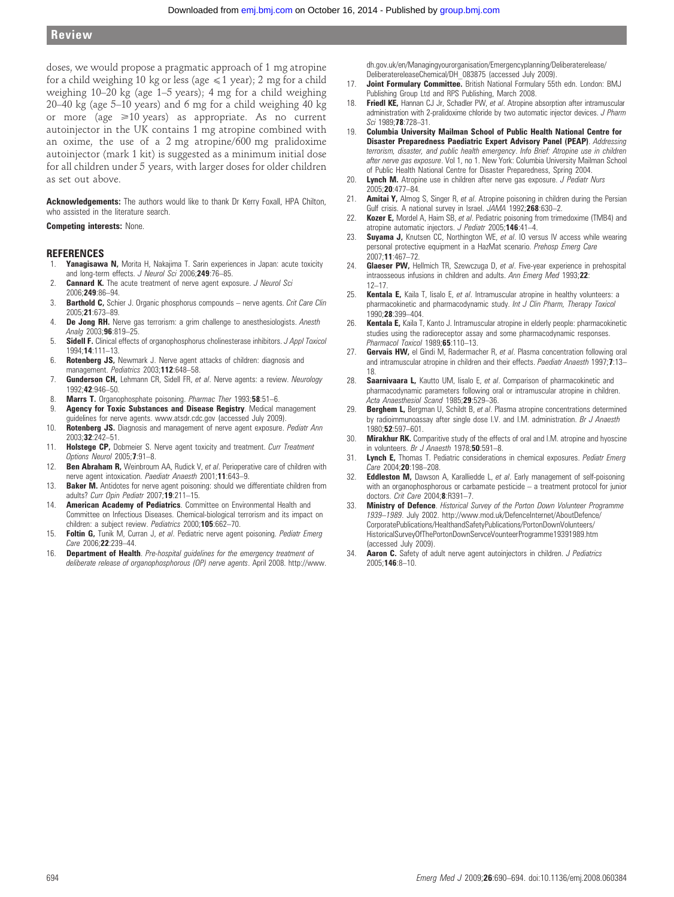doses, we would propose a pragmatic approach of 1 mg atropine for a child weighing 10 kg or less (age ≤1 year); 2 mg for a child weighing 10–20 kg (age 1–5 years); 4 mg for a child weighing 20–40 kg (age 5–10 years) and 6 mg for a child weighing 40 kg or more (age ≥10 years) as appropriate. As no current autoinjector in the UK contains 1 mg atropine combined with an oxime, the use of a 2 mg atropine/600 mg pralidoxime autoinjector (mark 1 kit) is suggested as a minimum initial dose for all children under 5 years, with larger doses for older children as set out above.

**Acknowledgements:** The authors would like to thank Dr Kerry Foxall, HPA Chilton, who assisted in the literature search.

**Competing interests:** None.

## REFERENCES

1. **Yanagisawa N,** Morita H, Nakajima T. Sarin experiences in Japan: acute toxicity and long-term effects. *J Neurol Sci* 2006;**249**:76–85.
2. **Cannard K.** The acute treatment of nerve agent exposure. *J Neurol Sci* 2006;**249**:86–94.
3. **Barthold C,** Schier J. Organic phosphorus compounds – nerve agents. *Crit Care Clin* 2005;**21**:673–89.
4. **De Jong RH.** Nerve gas terrorism: a grim challenge to anesthesiologists. *Anesth Analg* 2003;**96**:819–25.
5. **Sidell F.** Clinical effects of organophosphorus cholinesterase inhibitors. *J Appl Toxicol* 1994;**14**:111–13.
6. **Rotenberg JS,** Newmark J. Nerve agent attacks of children: diagnosis and management. *Pediatrics* 2003;**112**:648–58.
7. **Gunderson CH,** Lehmann CR, Sidell FR, *et al*. Nerve agents: a review. *Neurology* 1992;**42**:946–50.
8. **Marrs T.** Organophosphate poisoning. *Pharmac Ther* 1993;**58**:51–6.
9. **Agency for Toxic Substances and Disease Registry**. Medical management guidelines for nerve agents. www.atsdr.cdc.gov (accessed July 2009).
10. **Rotenberg JS.** Diagnosis and management of nerve agent exposure. *Pediatr Ann* 2003;**32**:242–51.
11. **Holstege CP,** Dobmeier S. Nerve agent toxicity and treatment. *Curr Treatment Options Neurol* 2005;**7**:91–8.
12. **Ben Abraham R,** Weinbroum AA, Rudick V, *et al*. Perioperative care of children with nerve agent intoxication. *Paediatr Anaesth* 2001;**11**:643–9.
13. **Baker M.** Antidotes for nerve agent poisoning: should we differentiate children from adults? *Curr Opin Pediatr* 2007;**19**:211–15.
14. **American Academy of Pediatrics**. Committee on Environmental Health and Committee on Infectious Diseases. Chemical-biological terrorism and its impact on children: a subject review. *Pediatrics* 2000;**105**:662–70.
15. **Foltin G,** Tunik M, Curran J, *et al*. Pediatric nerve agent poisoning. *Pediatr Emerg Care* 2006;**22**:239–44.
16. **Department of Health**. *Pre-hospital guidelines for the emergency treatment of deliberate release of organophosphorous (OP) nerve agents*. April 2008. http://www.dh.gov.uk/en/Managingyourorganisation/Emergencyplanning/Deliberaterelease/DeliberatereleaseChemical/DH_083875 (accessed July 2009).
17. **Joint Formulary Committee.** British National Formulary 55th edn. London: BMJ Publishing Group Ltd and RPS Publishing, March 2008.
18. **Friedl KE,** Hannan CJ Jr, Schadler PW, *et al*. Atropine absorption after intramuscular administration with 2-pralidoxime chloride by two automatic injector devices. *J Pharm Sci* 1989;**78**:728–31.
19. **Columbia University Mailman School of Public Health National Centre for Disaster Preparedness Paediatric Expert Advisory Panel (PEAP)**. *Addressing terrorism, disaster, and public health emergency*. *Info Brief: Atropine use in children after nerve gas exposure*. Vol 1, no 1. New York: Columbia University Mailman School of Public Health National Centre for Disaster Preparedness, Spring 2004.
20. **Lynch M.** Atropine use in children after nerve gas exposure. *J Pediatr Nurs* 2005;**20**:477–84.
21. **Amitai Y,** Almog S, Singer R, *et al*. Atropine poisoning in children during the Persian Gulf crisis. A national survey in Israel. *JAMA* 1992;**268**:630–2.
22. **Kozer E,** Mordel A, Haim SB, *et al*. Pediatric poisoning from trimedoxime (TMB4) and atropine automatic injectors. *J Pediatr* 2005;**146**:41–4.
23. **Suyama J,** Knutsen CC, Northington WE, *et al*. IO versus IV access while wearing personal protective equipment in a HazMat scenario. *Prehosp Emerg Care* 2007;**11**:467–72.
24. **Glaeser PW,** Hellmich TR, Szewczuga D, *et al*. Five-year experience in prehospital intraosseous infusions in children and adults. *Ann Emerg Med* 1993;**22**:12–17.
25. **Kentala E,** Kaila T, Iisalo E, *et al*. Intramuscular atropine in healthy volunteers: a pharmacokinetic and pharmacodynamic study. *Int J Clin Pharm, Therapy Toxicol* 1990;**28**:399–404.
26. **Kentala E,** Kaila T, Kanto J. Intramuscular atropine in elderly people: pharmacokinetic studies using the radioreceptor assay and some pharmacodynamic responses. *Pharmacol Toxicol* 1989;**65**:110–13.
27. **Gervais HW,** el Gindi M, Radermacher R, *et al*. Plasma concentration following oral and intramuscular atropine in children and their effects. *Paediatr Anaesth* 1997;**7**:13–18.
28. **Saarnivaara L,** Kautto UM, Iisalo E, *et al*. Comparison of pharmacokinetic and pharmacodynamic parameters following oral or intramuscular atropine in children. *Acta Anaesthesiol Scand* 1985;**29**:529–36.
29. **Berghem L,** Bergman U, Schildt B, *et al*. Plasma atropine concentrations determined by radioimmunoassay after single dose I.V. and I.M. administration. *Br J Anaesth* 1980;**52**:597–601.
30. **Mirakhur RK.** Comparitive study of the effects of oral and I.M. atropine and hyoscine in volunteers. *Br J Anaesth* 1978;**50**:591–8.
31. **Lynch E,** Thomas T. Pediatric considerations in chemical exposures. *Pediatr Emerg Care* 2004;**20**:198–208.
32. **Eddleston M,** Dawson A, Karalliedde L, *et al*. Early management of self-poisoning with an organophosphorous or carbamate pesticide – a treatment protocol for junior doctors. *Crit Care* 2004;**8**:R391–7.
33. **Ministry of Defence**. *Historical Survey of the Porton Down Volunteer Programme 1939–1989*. July 2002. http://www.mod.uk/DefenceInternet/AboutDefence/CorporatePublications/HealthandSafetyPublications/PortonDownVolunteers/HistoricalSurveyOfThePortonDownServceVounteerProgramme19391989.htm (accessed July 2009).
34. **Aaron C.** Safety of adult nerve agent autoinjectors in children. *J Pediatrics* 2005;**146**:8–10.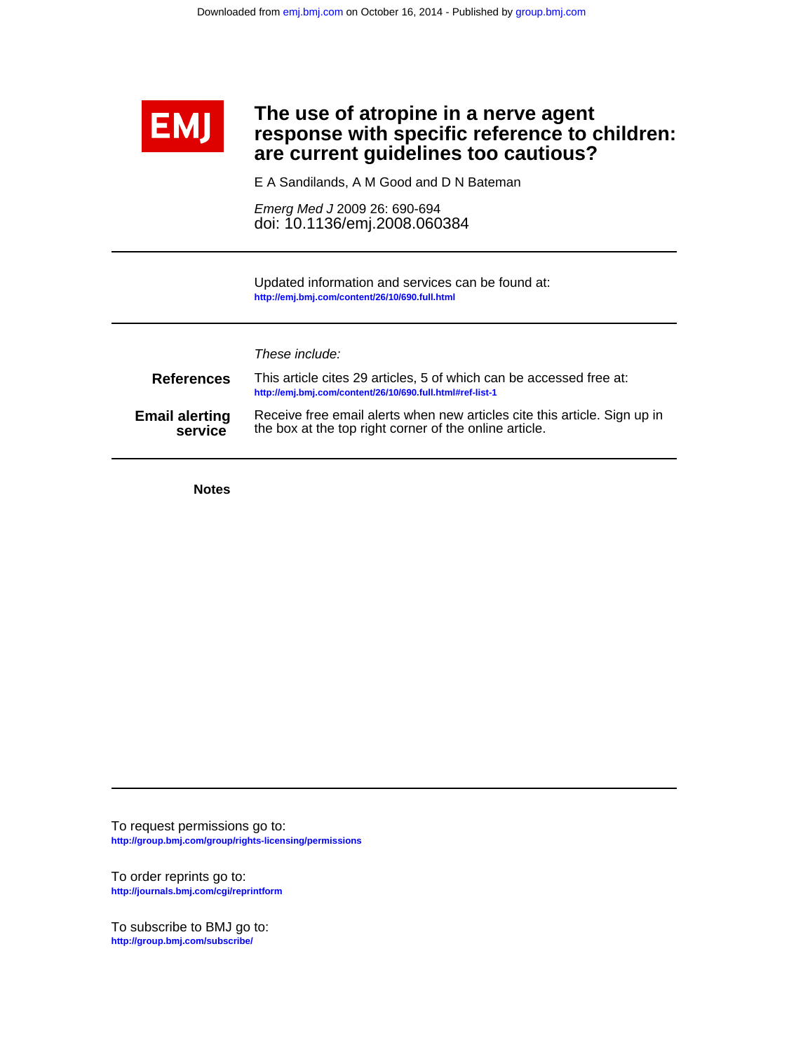Downloaded from emj.bmj.com on October 16, 2014 - Published by group.bmj.com

EMJ

# The use of atropine in a nerve agent response with specific reference to children: are current guidelines too cautious?

E A Sandilands, A M Good and D N Bateman

*Emerg Med J* 2009 26: 690-694
doi: 10.1136/emj.2008.060384

Updated information and services can be found at:
**http://emj.bmj.com/content/26/10/690.full.html**

*These include:*

**References**

This article cites 29 articles, 5 of which can be accessed free at:
**http://emj.bmj.com/content/26/10/690.full.html#ref-list-1**

**Email alerting service**

Receive free email alerts when new articles cite this article. Sign up in the box at the top right corner of the online article.

**Notes**

To request permissions go to:
**http://group.bmj.com/group/rights-licensing/permissions**

To order reprints go to:
**http://journals.bmj.com/cgi/reprintform**

To subscribe to BMJ go to:
**http://group.bmj.com/subscribe/**